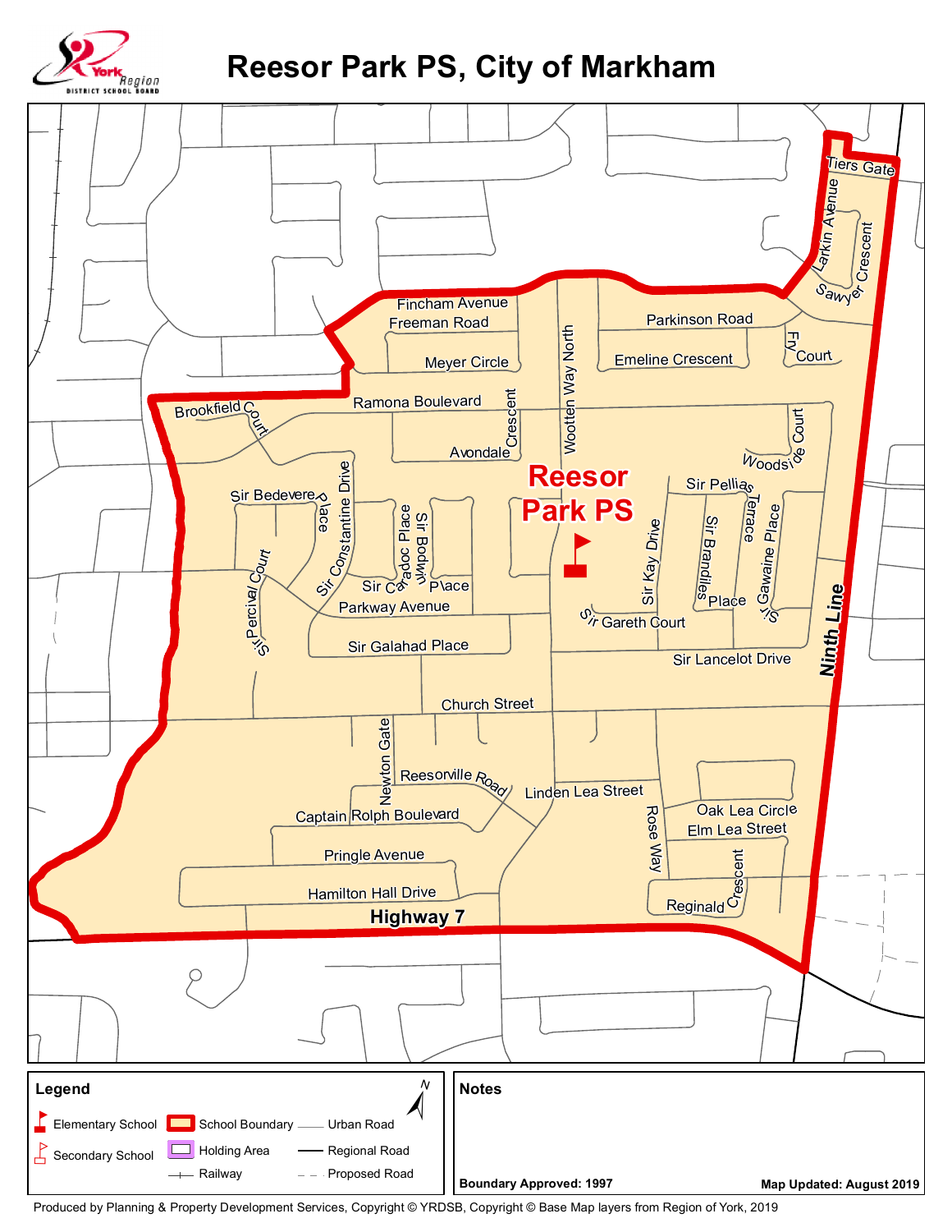# Reesor Park PS, City of Markham

Fincham Avenue
Freeman Road
Meyer Circle
Wootten Way North
Parkinson Road
Emeline Crescent
Fry Court
Tiers Gate
Larkin Avenue
Sawyer Crescent
Brookfield Court
Ramona Boulevard
Avondale Crescent
Woodside Court
Reesor Park PS
Sir Bedevere Place
Sir Constantine Drive
Sir Caradoc Place
Sir Bodwin Place
Sir Pellias Terrace
Sir Kay Drive
Sir Brandiles Place
Sir Gawaine Place
Sir Percival Court
Parkway Avenue
Sir Gareth Court
Sir Galahad Place
Sir Lancelot Drive
Ninth Line
Church Street
Newton Gate
Reesorville Road
Linden Lea Street
Captain Rolph Boulevard
Rose Way
Oak Lea Circle
Elm Lea Street
Pringle Avenue
Hamilton Hall Drive
Reginald Crescent
Highway 7

**Legend**

- Elementary School
- Secondary School
- School Boundary
- Holding Area
- Railway
- Urban Road
- Regional Road
- Proposed Road

**Notes**

**Boundary Approved: 1997**

**Map Updated: August 2019**

Produced by Planning & Property Development Services, Copyright © YRDSB, Copyright © Base Map layers from Region of York, 2019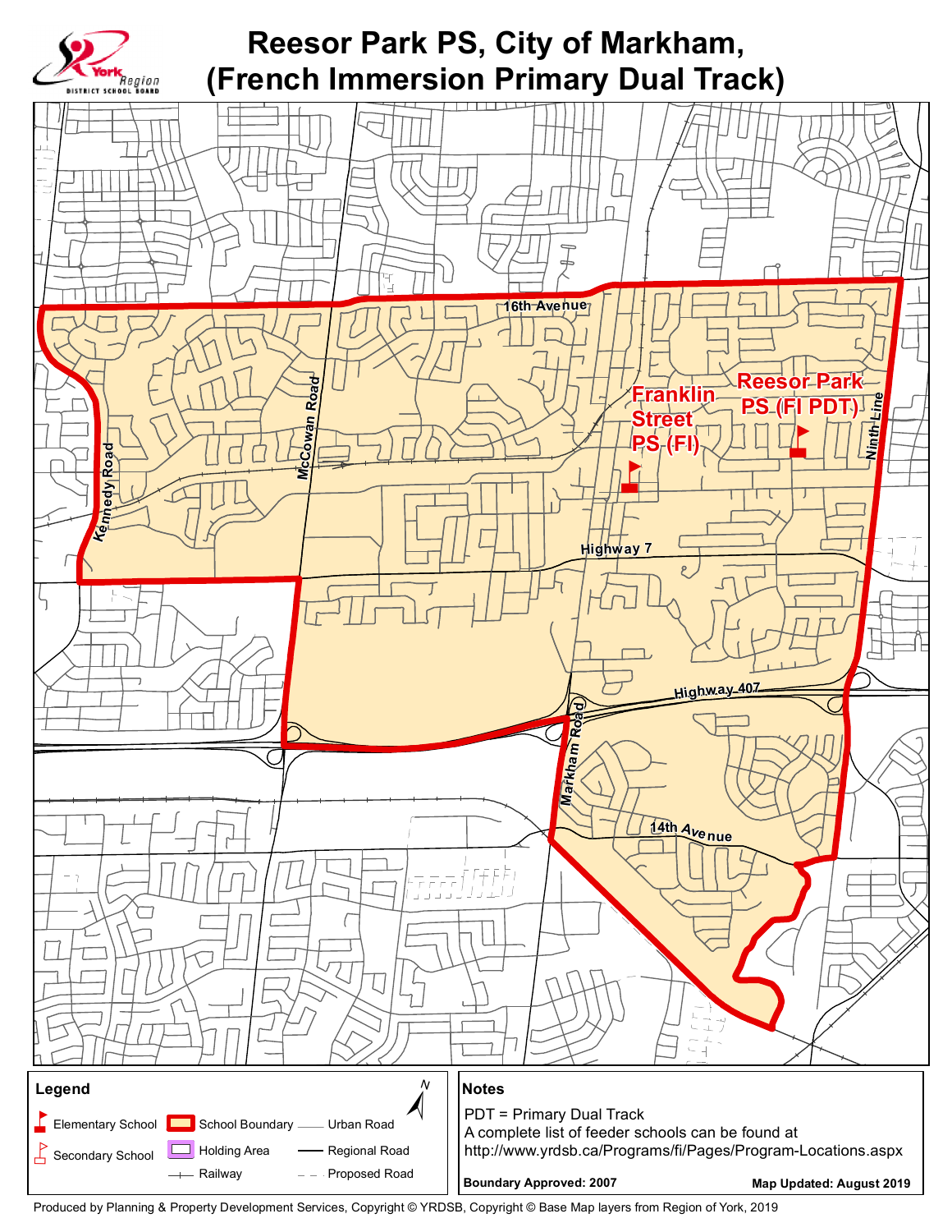# Reesor Park PS, City of Markham, (French Immersion Primary Dual Track)

York Region District School Board

16th Avenue

Franklin Street PS (FI)

Reesor Park PS (FI PDT)

Ninth Line

Kennedy Road

McCowan Road

Highway 7

Highway 407

Markham Road

14th Avenue

**Legend**

- Elementary School
- Secondary School
- School Boundary
- Holding Area
- Railway
- Urban Road
- Regional Road
- Proposed Road

N

**Notes**

PDT = Primary Dual Track

A complete list of feeder schools can be found at http://www.yrdsb.ca/Programs/fi/Pages/Program-Locations.aspx

**Boundary Approved: 2007**

**Map Updated: August 2019**

Produced by Planning & Property Development Services, Copyright © YRDSB, Copyright © Base Map layers from Region of York, 2019